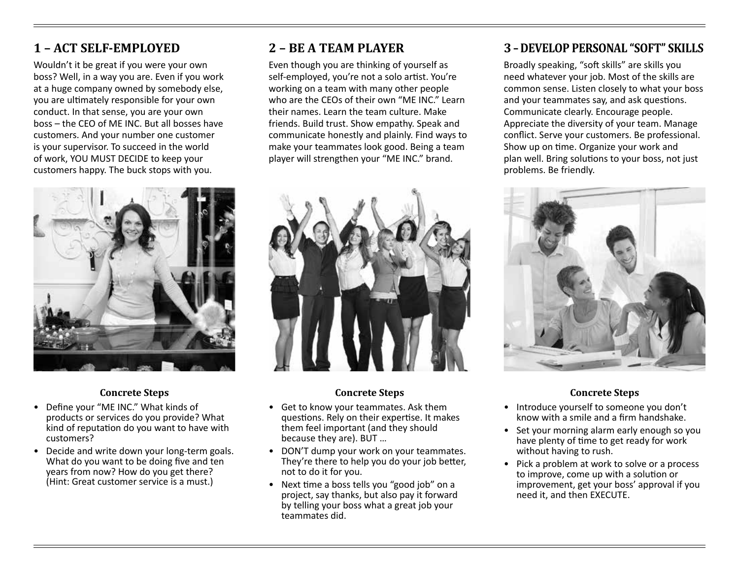## 1 – ACT SELF-EMPLOYED

Wouldn't it be great if you were your own boss? Well, in a way you are. Even if you work at a huge company owned by somebody else, you are ultimately responsible for your own conduct. In that sense, you are your own boss – the CEO of ME INC. But all bosses have customers. And your number one customer is your supervisor. To succeed in the world of work, YOU MUST DECIDE to keep your customers happy. The buck stops with you.

### Concrete Steps

- Define your "ME INC." What kinds of products or services do you provide? What kind of reputation do you want to have with customers?
- Decide and write down your long-term goals. What do you want to be doing five and ten years from now? How do you get there? (Hint: Great customer service is a must.)

## 2 – BE A TEAM PLAYER

Even though you are thinking of yourself as self-employed, you're not a solo artist. You're working on a team with many other people who are the CEOs of their own "ME INC." Learn their names. Learn the team culture. Make friends. Build trust. Show empathy. Speak and communicate honestly and plainly. Find ways to make your teammates look good. Being a team player will strengthen your "ME INC." brand.

### Concrete Steps

- Get to know your teammates. Ask them questions. Rely on their expertise. It makes them feel important (and they should because they are). BUT …
- DON'T dump your work on your teammates. They're there to help you do your job better, not to do it for you.
- Next time a boss tells you "good job" on a project, say thanks, but also pay it forward by telling your boss what a great job your teammates did.

## 3 – DEVELOP PERSONAL "SOFT" SKILLS

Broadly speaking, "soft skills" are skills you need whatever your job. Most of the skills are common sense. Listen closely to what your boss and your teammates say, and ask questions. Communicate clearly. Encourage people. Appreciate the diversity of your team. Manage conflict. Serve your customers. Be professional. Show up on time. Organize your work and plan well. Bring solutions to your boss, not just problems. Be friendly.

### Concrete Steps

- Introduce yourself to someone you don't know with a smile and a firm handshake.
- Set your morning alarm early enough so you have plenty of time to get ready for work without having to rush.
- Pick a problem at work to solve or a process to improve, come up with a solution or improvement, get your boss' approval if you need it, and then EXECUTE.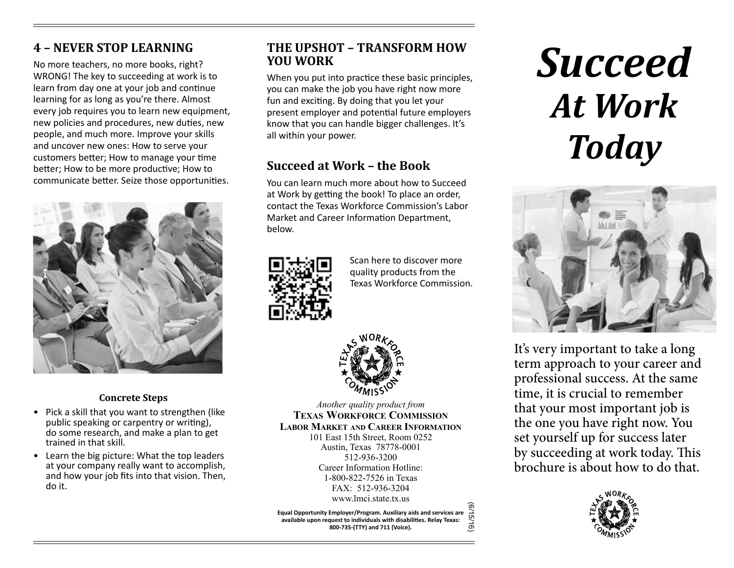## 4 – NEVER STOP LEARNING

No more teachers, no more books, right? WRONG! The key to succeeding at work is to learn from day one at your job and continue learning for as long as you're there. Almost every job requires you to learn new equipment, new policies and procedures, new duties, new people, and much more. Improve your skills and uncover new ones: How to serve your customers better; How to manage your time better; How to be more productive; How to communicate better. Seize those opportunities.

**Concrete Steps**

- Pick a skill that you want to strengthen (like public speaking or carpentry or writing), do some research, and make a plan to get trained in that skill.
- Learn the big picture: What the top leaders at your company really want to accomplish, and how your job fits into that vision. Then, do it.

## THE UPSHOT – TRANSFORM HOW YOU WORK

When you put into practice these basic principles, you can make the job you have right now more fun and exciting. By doing that you let your present employer and potential future employers know that you can handle bigger challenges. It's all within your power.

## Succeed at Work – the Book

You can learn much more about how to Succeed at Work by getting the book! To place an order, contact the Texas Workforce Commission's Labor Market and Career Information Department, below.

Scan here to discover more quality products from the Texas Workforce Commission.

*Another quality product from*
**Texas Workforce Commission**
**Labor Market and Career Information**
101 East 15th Street, Room 0252
Austin, Texas 78778-0001
512-936-3200
Career Information Hotline:
1-800-822-7526 in Texas
FAX: 512-936-3204
www.lmci.state.tx.us

**Equal Opportunity Employer/Program. Auxiliary aids and services are available upon request to individuals with disabilities. Relay Texas: 800-735-(TTY) and 711 (Voice).**

(6/15/16)

# *Succeed At Work Today*

It's very important to take a long term approach to your career and professional success. At the same time, it is crucial to remember that your most important job is the one you have right now. You set yourself up for success later by succeeding at work today. This brochure is about how to do that.